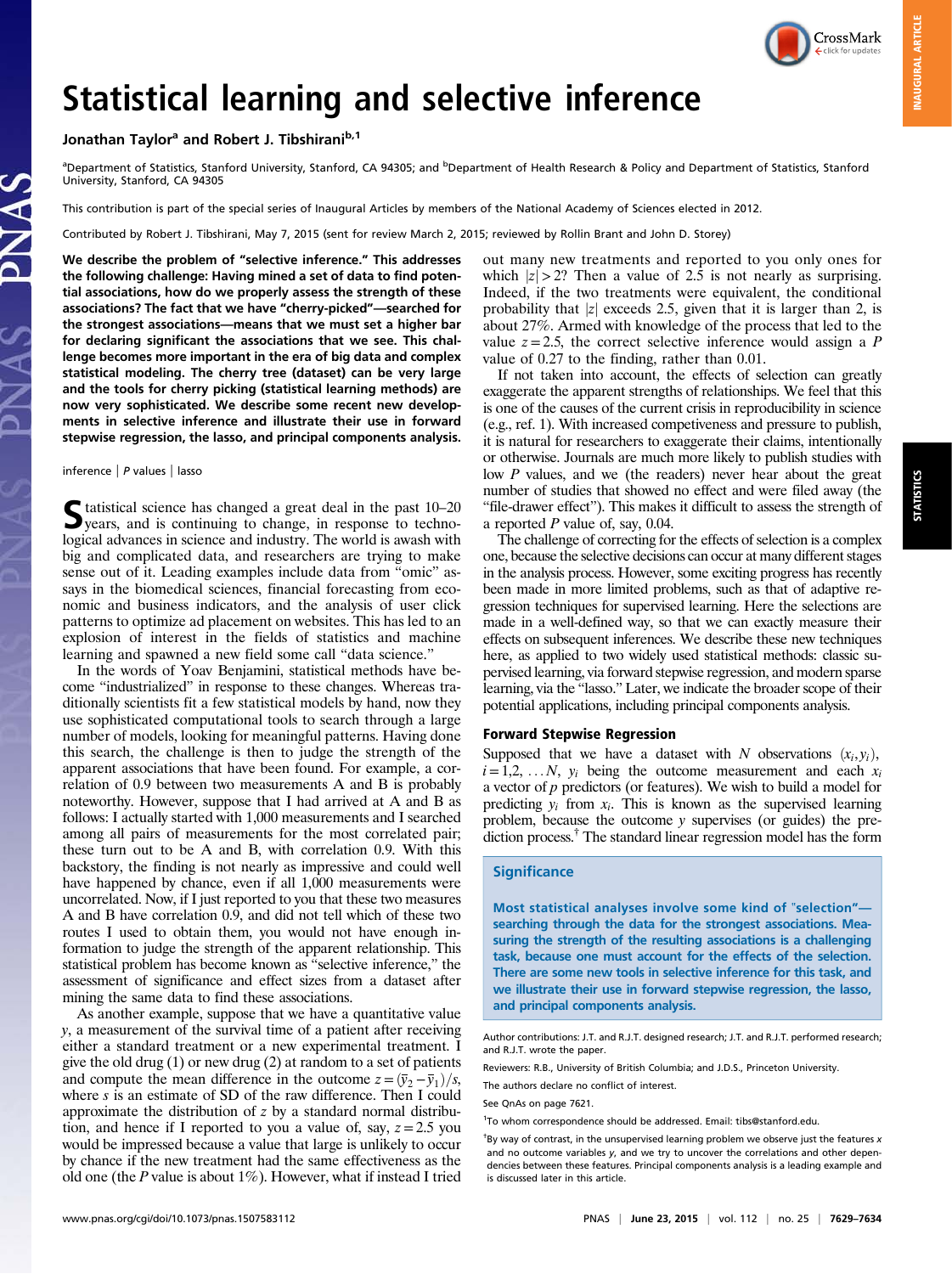# Statistical learning and selective inference

Jonathan Taylor[a] and Robert J. Tibshirani[b,1]

[a]Department of Statistics, Stanford University, Stanford, CA 94305; and [b]Department of Health Research & Policy and Department of Statistics, Stanford University, Stanford, CA 94305

This contribution is part of the special series of Inaugural Articles by members of the National Academy of Sciences elected in 2012.

Contributed by Robert J. Tibshirani, May 7, 2015 (sent for review March 2, 2015; reviewed by Rollin Brant and John D. Storey)

**We describe the problem of "selective inference." This addresses the following challenge: Having mined a set of data to find potential associations, how do we properly assess the strength of these associations? The fact that we have "cherry-picked"—searched for the strongest associations—means that we must set a higher bar for declaring significant the associations that we see. This challenge becomes more important in the era of big data and complex statistical modeling. The cherry tree (dataset) can be very large and the tools for cherry picking (statistical learning methods) are now very sophisticated. We describe some recent new developments in selective inference and illustrate their use in forward stepwise regression, the lasso, and principal components analysis.**

inference | *P* values | lasso

Statistical science has changed a great deal in the past 10–20 years, and is continuing to change, in response to technological advances in science and industry. The world is awash with big and complicated data, and researchers are trying to make sense out of it. Leading examples include data from "omic" assays in the biomedical sciences, financial forecasting from economic and business indicators, and the analysis of user click patterns to optimize ad placement on websites. This has led to an explosion of interest in the fields of statistics and machine learning and spawned a new field some call "data science."

In the words of Yoav Benjamini, statistical methods have become "industrialized" in response to these changes. Whereas traditionally scientists fit a few statistical models by hand, now they use sophisticated computational tools to search through a large number of models, looking for meaningful patterns. Having done this search, the challenge is then to judge the strength of the apparent associations that have been found. For example, a correlation of 0.9 between two measurements A and B is probably noteworthy. However, suppose that I had arrived at A and B as follows: I actually started with 1,000 measurements and I searched among all pairs of measurements for the most correlated pair; these turn out to be A and B, with correlation 0.9. With this backstory, the finding is not nearly as impressive and could well have happened by chance, even if all 1,000 measurements were uncorrelated. Now, if I just reported to you that these two measures A and B have correlation 0.9, and did not tell which of these two routes I used to obtain them, you would not have enough information to judge the strength of the apparent relationship. This statistical problem has become known as "selective inference," the assessment of significance and effect sizes from a dataset after mining the same data to find these associations.

As another example, suppose that we have a quantitative value $y$, a measurement of the survival time of a patient after receiving either a standard treatment or a new experimental treatment. I give the old drug (1) or new drug (2) at random to a set of patients and compute the mean difference in the outcome $z = (\bar{y}_2 - \bar{y}_1)/s$, where $s$ is an estimate of SD of the raw difference. Then I could approximate the distribution of $z$ by a standard normal distribution, and hence if I reported to you a value of, say, $z = 2.5$ you would be impressed because a value that large is unlikely to occur by chance if the new treatment had the same effectiveness as the old one (the *P* value is about 1%). However, what if instead I tried out many new treatments and reported to you only ones for which $|z| > 2$? Then a value of 2.5 is not nearly as surprising. Indeed, if the two treatments were equivalent, the conditional probability that $|z|$ exceeds 2.5, given that it is larger than 2, is about 27%. Armed with knowledge of the process that led to the value $z = 2.5$, the correct selective inference would assign a *P* value of 0.27 to the finding, rather than 0.01.

If not taken into account, the effects of selection can greatly exaggerate the apparent strengths of relationships. We feel that this is one of the causes of the current crisis in reproducibility in science (e.g., ref. 1). With increased competiveness and pressure to publish, it is natural for researchers to exaggerate their claims, intentionally or otherwise. Journals are much more likely to publish studies with low *P* values, and we (the readers) never hear about the great number of studies that showed no effect and were filed away (the "file-drawer effect"). This makes it difficult to assess the strength of a reported *P* value of, say, 0.04.

The challenge of correcting for the effects of selection is a complex one, because the selective decisions can occur at many different stages in the analysis process. However, some exciting progress has recently been made in more limited problems, such as that of adaptive regression techniques for supervised learning. Here the selections are made in a well-defined way, so that we can exactly measure their effects on subsequent inferences. We describe these new techniques here, as applied to two widely used statistical methods: classic supervised learning, via forward stepwise regression, and modern sparse learning, via the "lasso." Later, we indicate the broader scope of their potential applications, including principal components analysis.

## Forward Stepwise Regression

Supposed that we have a dataset with $N$ observations $(x_i, y_i)$, $i = 1, 2, \ldots N$, $y_i$ being the outcome measurement and each $x_i$ a vector of $p$ predictors (or features). We wish to build a model for predicting $y_i$ from $x_i$. This is known as the supervised learning problem, because the outcome $y$ supervises (or guides) the prediction process.[†] The standard linear regression model has the form

### Significance

**Most statistical analyses involve some kind of "selection"—searching through the data for the strongest associations. Measuring the strength of the resulting associations is a challenging task, because one must account for the effects of the selection. There are some new tools in selective inference for this task, and we illustrate their use in forward stepwise regression, the lasso, and principal components analysis.**

Author contributions: J.T. and R.J.T. designed research; J.T. and R.J.T. performed research; and R.J.T. wrote the paper.

Reviewers: R.B., University of British Columbia; and J.D.S., Princeton University.

The authors declare no conflict of interest.

See QnAs on page 7621.

[1]To whom correspondence should be addressed. Email: tibs@stanford.edu.

[†]By way of contrast, in the unsupervised learning problem we observe just the features $x$ and no outcome variables $y$, and we try to uncover the correlations and other dependencies between these features. Principal components analysis is a leading example and is discussed later in this article.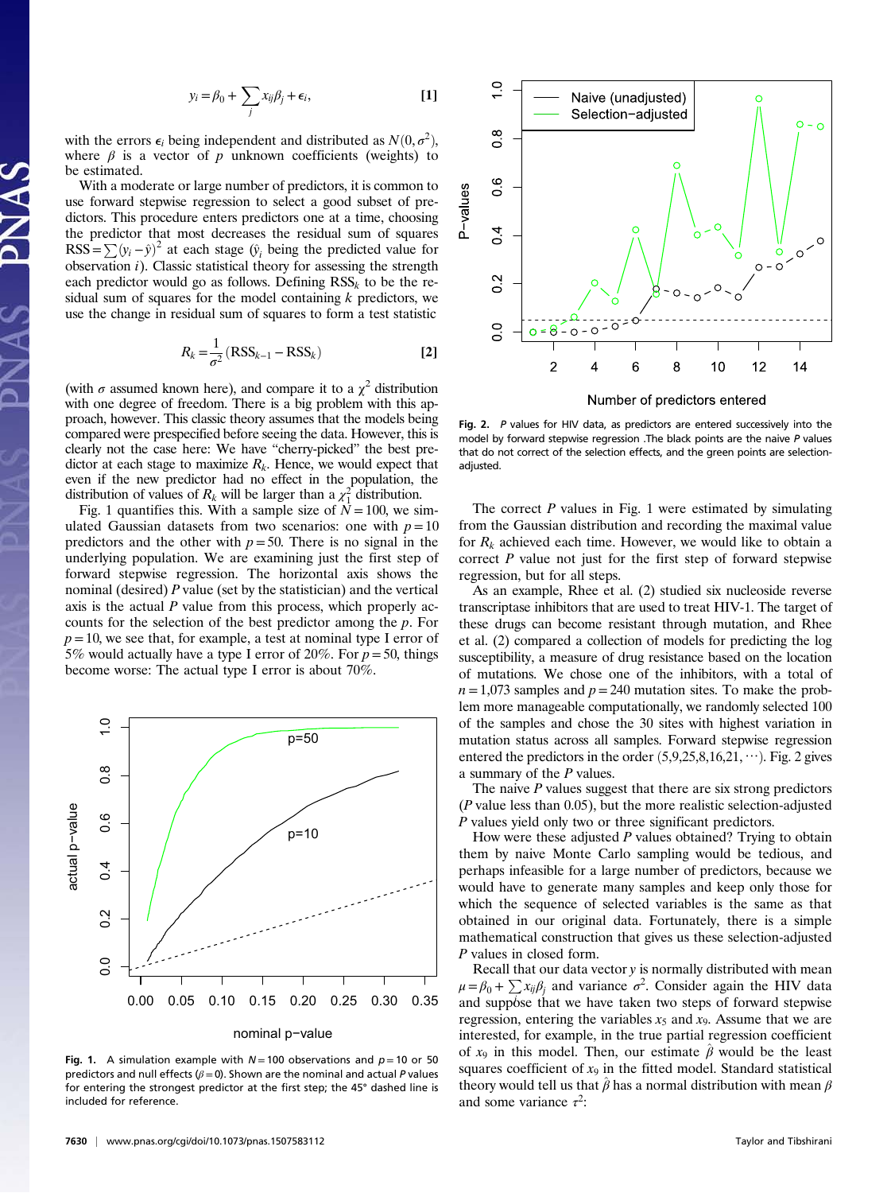$$y_i = \beta_0 + \sum_j x_{ij}\beta_j + \epsilon_i, \quad [1]$$

with the errors $\epsilon_i$ being independent and distributed as $N(0, \sigma^2)$, where $\beta$ is a vector of $p$ unknown coefficients (weights) to be estimated.

With a moderate or large number of predictors, it is common to use forward stepwise regression to select a good subset of predictors. This procedure enters predictors one at a time, choosing the predictor that most decreases the residual sum of squares $\text{RSS} = \sum(y_i - \hat{y})^2$ at each stage ($\hat{y}_i$ being the predicted value for observation $i$). Classic statistical theory for assessing the strength each predictor would go as follows. Defining $\text{RSS}_k$ to be the residual sum of squares for the model containing $k$ predictors, we use the change in residual sum of squares to form a test statistic

$$R_k = \frac{1}{\sigma^2}(\text{RSS}_{k-1} - \text{RSS}_k) \quad [2]$$

(with $\sigma$ assumed known here), and compare it to a $\chi^2$ distribution with one degree of freedom. There is a big problem with this approach, however. This classic theory assumes that the models being compared were prespecified before seeing the data. However, this is clearly not the case here: We have "cherry-picked" the best predictor at each stage to maximize $R_k$. Hence, we would expect that even if the new predictor had no effect in the population, the distribution of values of $R_k$ will be larger than a $\chi_1^2$ distribution.

Fig. 1 quantifies this. With a sample size of $N = 100$, we simulated Gaussian datasets from two scenarios: one with $p = 10$ predictors and the other with $p = 50$. There is no signal in the underlying population. We are examining just the first step of forward stepwise regression. The horizontal axis shows the nominal (desired) $P$ value (set by the statistician) and the vertical axis is the actual $P$ value from this process, which properly accounts for the selection of the best predictor among the $p$. For $p = 10$, we see that, for example, a test at nominal type I error of 5% would actually have a type I error of 20%. For $p = 50$, things become worse: The actual type I error is about 70%.

**Fig. 1.** A simulation example with $N = 100$ observations and $p = 10$ or 50 predictors and null effects ($\beta = 0$). Shown are the nominal and actual $P$ values for entering the strongest predictor at the first step; the 45° dashed line is included for reference.

**Fig. 2.** $P$ values for HIV data, as predictors are entered successively into the model by forward stepwise regression .The black points are the naive $P$ values that do not correct of the selection effects, and the green points are selection-adjusted.

The correct $P$ values in Fig. 1 were estimated by simulating from the Gaussian distribution and recording the maximal value for $R_k$ achieved each time. However, we would like to obtain a correct $P$ value not just for the first step of forward stepwise regression, but for all steps.

As an example, Rhee et al. (2) studied six nucleoside reverse transcriptase inhibitors that are used to treat HIV-1. The target of these drugs can become resistant through mutation, and Rhee et al. (2) compared a collection of models for predicting the log susceptibility, a measure of drug resistance based on the location of mutations. We chose one of the inhibitors, with a total of $n = 1{,}073$ samples and $p = 240$ mutation sites. To make the problem more manageable computationally, we randomly selected 100 of the samples and chose the 30 sites with highest variation in mutation status across all samples. Forward stepwise regression entered the predictors in the order $(5, 9, 25, 8, 16, 21, \cdots)$. Fig. 2 gives a summary of the $P$ values.

The naive $P$ values suggest that there are six strong predictors ($P$ value less than 0.05), but the more realistic selection-adjusted $P$ values yield only two or three significant predictors.

How were these adjusted $P$ values obtained? Trying to obtain them by naive Monte Carlo sampling would be tedious, and perhaps infeasible for a large number of predictors, because we would have to generate many samples and keep only those for which the sequence of selected variables is the same as that obtained in our original data. Fortunately, there is a simple mathematical construction that gives us these selection-adjusted $P$ values in closed form.

Recall that our data vector $y$ is normally distributed with mean $\mu = \beta_0 + \sum x_{ij}\beta_j$ and variance $\sigma^2$. Consider again the HIV data and suppose that we have taken two steps of forward stepwise regression, entering the variables $x_5$ and $x_9$. Assume that we are interested, for example, in the true partial regression coefficient of $x_9$ in this model. Then, our estimate $\hat{\beta}$ would be the least squares coefficient of $x_9$ in the fitted model. Standard statistical theory would tell us that $\hat{\beta}$ has a normal distribution with mean $\beta$ and some variance $\tau^2$: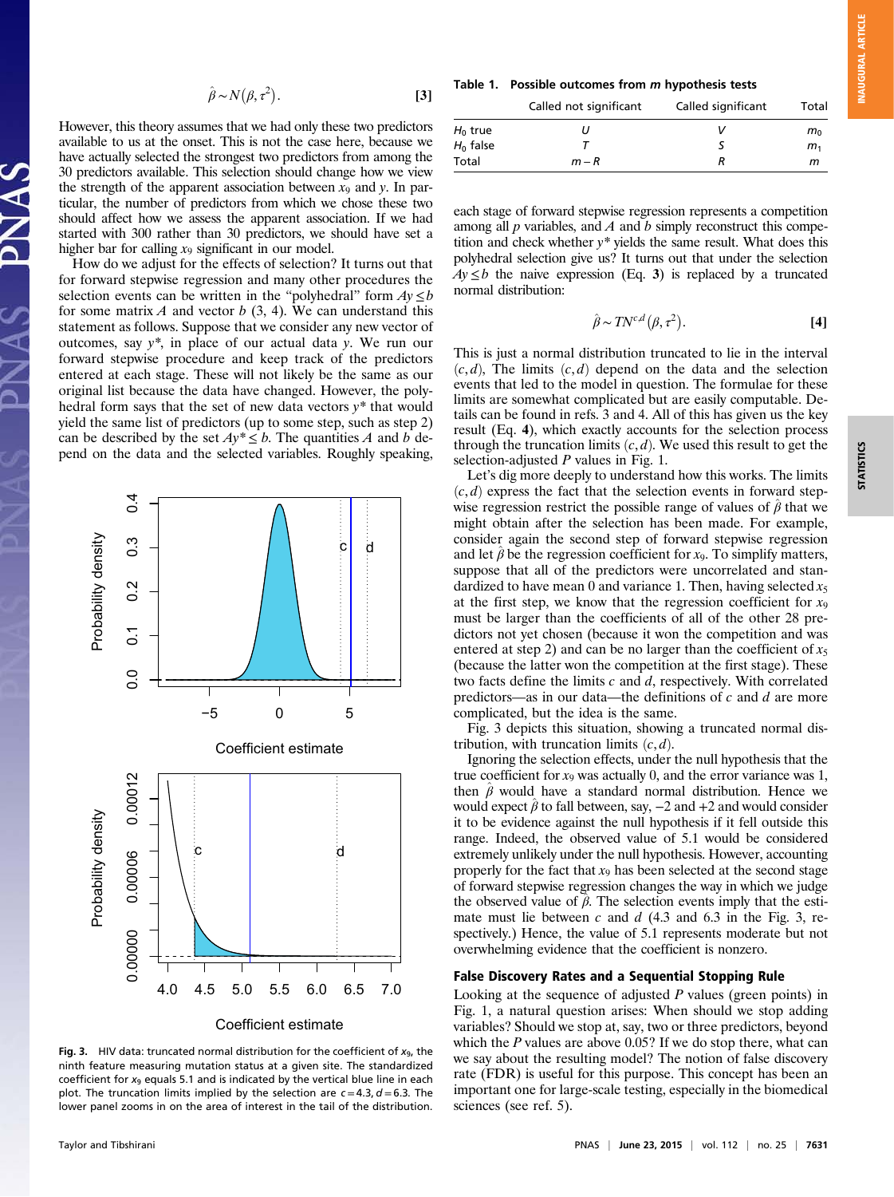$$\hat{\beta} \sim N(\beta, \tau^2). \qquad [3]$$

However, this theory assumes that we had only these two predictors available to us at the onset. This is not the case here, because we have actually selected the strongest two predictors from among the 30 predictors available. This selection should change how we view the strength of the apparent association between $x_9$ and $y$. In particular, the number of predictors from which we chose these two should affect how we assess the apparent association. If we had started with 300 rather than 30 predictors, we should have set a higher bar for calling $x_9$ significant in our model.

How do we adjust for the effects of selection? It turns out that for forward stepwise regression and many other procedures the selection events can be written in the "polyhedral" form $Ay \le b$ for some matrix $A$ and vector $b$ (3, 4). We can understand this statement as follows. Suppose that we consider any new vector of outcomes, say $y^*$, in place of our actual data $y$. We run our forward stepwise procedure and keep track of the predictors entered at each stage. These will not likely be the same as our original list because the data have changed. However, the polyhedral form says that the set of new data vectors $y^*$ that would yield the same list of predictors (up to some step, such as step 2) can be described by the set $Ay^* \le b$. The quantities $A$ and $b$ depend on the data and the selected variables. Roughly speaking, each stage of forward stepwise regression represents a competition among all $p$ variables, and $A$ and $b$ simply reconstruct this competition and check whether $y^*$ yields the same result. What does this polyhedral selection give us? It turns out that under the selection $Ay \le b$ the naive expression (Eq. **3**) is replaced by a truncated normal distribution:

$$\hat{\beta} \sim TN^{c,d}(\beta, \tau^2). \qquad [4]$$

This is just a normal distribution truncated to lie in the interval $(c, d)$, The limits $(c, d)$ depend on the data and the selection events that led to the model in question. The formulae for these limits are somewhat complicated but are easily computable. Details can be found in refs. 3 and 4. All of this has given us the key result (Eq. **4**), which exactly accounts for the selection process through the truncation limits $(c, d)$. We used this result to get the selection-adjusted $P$ values in Fig. 1.

Let's dig more deeply to understand how this works. The limits $(c, d)$ express the fact that the selection events in forward stepwise regression restrict the possible range of values of $\hat{\beta}$ that we might obtain after the selection has been made. For example, consider again the second step of forward stepwise regression and let $\hat{\beta}$ be the regression coefficient for $x_9$. To simplify matters, suppose that all of the predictors were uncorrelated and standardized to have mean 0 and variance 1. Then, having selected $x_5$ at the first step, we know that the regression coefficient for $x_9$ must be larger than the coefficients of all of the other 28 predictors not yet chosen (because it won the competition and was entered at step 2) and can be no larger than the coefficient of $x_5$ (because the latter won the competition at the first stage). These two facts define the limits $c$ and $d$, respectively. With correlated predictors—as in our data—the definitions of $c$ and $d$ are more complicated, but the idea is the same.

Fig. 3 depicts this situation, showing a truncated normal distribution, with truncation limits $(c, d)$.

Ignoring the selection effects, under the null hypothesis that the true coefficient for $x_9$ was actually 0, and the error variance was 1, then $\hat{\beta}$ would have a standard normal distribution. Hence we would expect $\hat{\beta}$ to fall between, say, −2 and +2 and would consider it to be evidence against the null hypothesis if it fell outside this range. Indeed, the observed value of 5.1 would be considered extremely unlikely under the null hypothesis. However, accounting properly for the fact that $x_9$ has been selected at the second stage of forward stepwise regression changes the way in which we judge the observed value of $\hat{\beta}$. The selection events imply that the estimate must lie between $c$ and $d$ (4.3 and 6.3 in the Fig. 3, respectively.) Hence, the value of 5.1 represents moderate but not overwhelming evidence that the coefficient is nonzero.

Fig. 3. HIV data: truncated normal distribution for the coefficient of $x_9$, the ninth feature measuring mutation status at a given site. The standardized coefficient for $x_9$ equals 5.1 and is indicated by the vertical blue line in each plot. The truncation limits implied by the selection are $c = 4.3$, $d = 6.3$. The lower panel zooms in on the area of interest in the tail of the distribution.

**Table 1. Possible outcomes from $m$ hypothesis tests**

| | Called not significant | Called significant | Total |
|---|---|---|---|
| $H_0$ true | $U$ | $V$ | $m_0$ |
| $H_0$ false | $T$ | $S$ | $m_1$ |
| Total | $m - R$ | $R$ | $m$ |

## False Discovery Rates and a Sequential Stopping Rule

Looking at the sequence of adjusted $P$ values (green points) in Fig. 1, a natural question arises: When should we stop adding variables? Should we stop at, say, two or three predictors, beyond which the $P$ values are above 0.05? If we do stop there, what can we say about the resulting model? The notion of false discovery rate (FDR) is useful for this purpose. This concept has been an important one for large-scale testing, especially in the biomedical sciences (see ref. 5).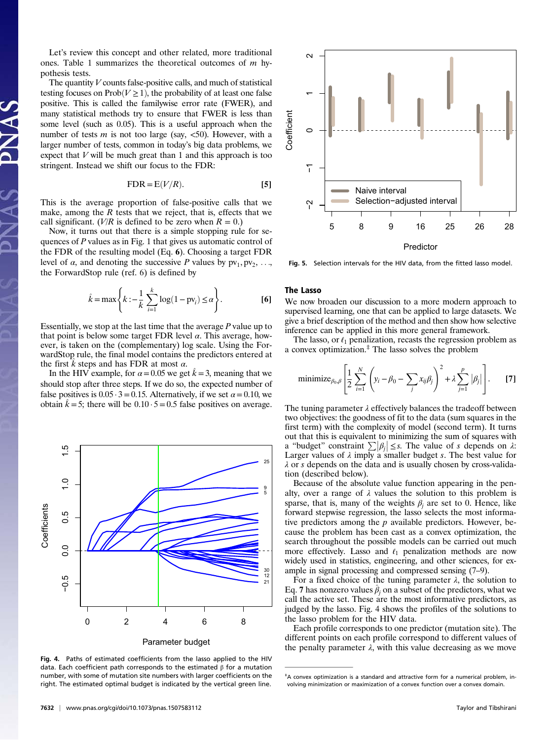Let's review this concept and other related, more traditional ones. Table 1 summarizes the theoretical outcomes of $m$ hypothesis tests.

The quantity $V$ counts false-positive calls, and much of statistical testing focuses on $\mathrm{Prob}(V \geq 1)$, the probability of at least one false positive. This is called the familywise error rate (FWER), and many statistical methods try to ensure that FWER is less than some level (such as 0.05). This is a useful approach when the number of tests $m$ is not too large (say, <50). However, with a larger number of tests, common in today's big data problems, we expect that $V$ will be much great than 1 and this approach is too stringent. Instead we shift our focus to the FDR:

$$\mathrm{FDR} = \mathrm{E}(V/R). \qquad [5]$$

This is the average proportion of false-positive calls that we make, among the $R$ tests that we reject, that is, effects that we call significant. ($V/R$ is defined to be zero when $R = 0$.)

Now, it turns out that there is a simple stopping rule for sequences of $P$ values as in Fig. 1 that gives us automatic control of the FDR of the resulting model (Eq. **6**). Choosing a target FDR level of $\alpha$, and denoting the successive $P$ values by $\mathrm{pv}_1, \mathrm{pv}_2, \ldots,$ the ForwardStop rule (ref. 6) is defined by

$$\hat{k} = \max\left\{k : -\frac{1}{k}\sum_{i=1}^{k}\log(1-\mathrm{pv}_i) \leq \alpha\right\}. \qquad [6]$$

Essentially, we stop at the last time that the average $P$ value up to that point is below some target FDR level $\alpha$. This average, however, is taken on the (complementary) log scale. Using the ForwardStop rule, the final model contains the predictors entered at the first $k$ steps and has FDR at most $\alpha$.

In the HIV example, for $\alpha = 0.05$ we get $\hat{k} = 3$, meaning that we should stop after three steps. If we do so, the expected number of false positives is $0.05 \cdot 3 = 0.15$. Alternatively, if we set $\alpha = 0.10$, we obtain $\hat{k} = 5$; there will be $0.10 \cdot 5 = 0.5$ false positives on average.

**Fig. 4.** Paths of estimated coefficients from the lasso applied to the HIV data. Each coefficient path corresponds to the estimated β for a mutation number, with some of mutation site numbers with larger coefficients on the right. The estimated optimal budget is indicated by the vertical green line.

**Fig. 5.** Selection intervals for the HIV data, from the fitted lasso model.

## The Lasso

We now broaden our discussion to a more modern approach to supervised learning, one that can be applied to large datasets. We give a brief description of the method and then show how selective inference can be applied in this more general framework.

The lasso, or $\ell_1$ penalization, recasts the regression problem as a convex optimization.[‡] The lasso solves the problem

$$\mathrm{minimize}_{\beta_0,\beta}\left[\frac{1}{2}\sum_{i=1}^{N}\left(y_i - \beta_0 - \sum_j x_{ij}\beta_j\right)^2 + \lambda\sum_{j=1}^{p}|\beta_j|\right]. \qquad [7]$$

The tuning parameter $\lambda$ effectively balances the tradeoff between two objectives: the goodness of fit to the data (sum squares in the first term) with the complexity of model (second term). It turns out that this is equivalent to minimizing the sum of squares with a "budget" constraint $\sum|\beta_j| \leq s$. The value of $s$ depends on $\lambda$: Larger values of $\lambda$ imply a smaller budget $s$. The best value for $\lambda$ or $s$ depends on the data and is usually chosen by cross-validation (described below).

Because of the absolute value function appearing in the penalty, over a range of $\lambda$ values the solution to this problem is sparse, that is, many of the weights $\beta_j$ are set to 0. Hence, like forward stepwise regression, the lasso selects the most informative predictors among the $p$ available predictors. However, because the problem has been cast as a convex optimization, the search throughout the possible models can be carried out much more effectively. Lasso and $\ell_1$ penalization methods are now widely used in statistics, engineering, and other sciences, for example in signal processing and compressed sensing (7–9).

For a fixed choice of the tuning parameter $\lambda$, the solution to Eq. **7** has nonzero values $\hat{\beta}_j$ on a subset of the predictors, what we call the active set. These are the most informative predictors, as judged by the lasso. Fig. 4 shows the profiles of the solutions to the lasso problem for the HIV data.

Each profile corresponds to one predictor (mutation site). The different points on each profile correspond to different values of the penalty parameter $\lambda$, with this value decreasing as we move

[‡] A convex optimization is a standard and attractive form for a numerical problem, involving minimization or maximization of a convex function over a convex domain.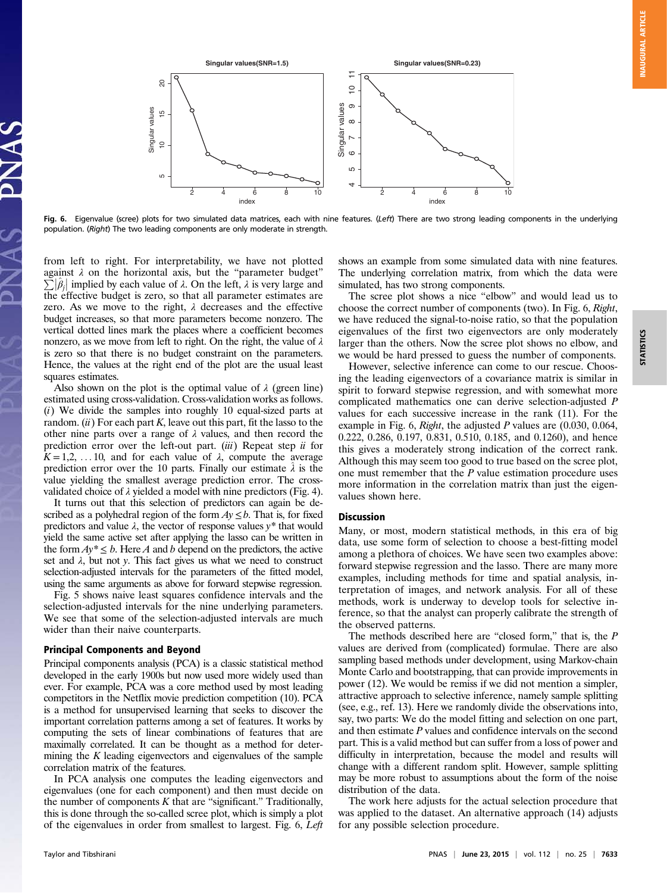Singular values(SNR=1.5)

Singular values

20
15
10
5

2 4 6 8 10

index

Singular values(SNR=0.23)

Singular values

11
10
9
8
7
6
5
4

2 4 6 8 10

index

**Fig. 6.** Eigenvalue (scree) plots for two simulated data matrices, each with nine features. (*Left*) There are two strong leading components in the underlying population. (*Right*) The two leading components are only moderate in strength.

from left to right. For interpretability, we have not plotted against $\lambda$ on the horizontal axis, but the "parameter budget" $\sum|\hat{\beta}_j|$ implied by each value of $\lambda$. On the left, $\lambda$ is very large and the effective budget is zero, so that all parameter estimates are zero. As we move to the right, $\lambda$ decreases and the effective budget increases, so that more parameters become nonzero. The vertical dotted lines mark the places where a coefficient becomes nonzero, as we move from left to right. On the right, the value of $\lambda$ is zero so that there is no budget constraint on the parameters. Hence, the values at the right end of the plot are the usual least squares estimates.

Also shown on the plot is the optimal value of $\lambda$ (green line) estimated using cross-validation. Cross-validation works as follows. (*i*) We divide the samples into roughly 10 equal-sized parts at random. (*ii*) For each part $K$, leave out this part, fit the lasso to the other nine parts over a range of $\lambda$ values, and then record the prediction error over the left-out part. (*iii*) Repeat step *ii* for $K = 1,2, \ldots 10$, and for each value of $\lambda$, compute the average prediction error over the 10 parts. Finally our estimate $\hat{\lambda}$ is the value yielding the smallest average prediction error. The cross-validated choice of $\lambda$ yielded a model with nine predictors (Fig. 4).

It turns out that this selection of predictors can again be described as a polyhedral region of the form $Ay \leq b$. That is, for fixed predictors and value $\lambda$, the vector of response values $y^*$ that would yield the same active set after applying the lasso can be written in the form $Ay^* \leq b$. Here $A$ and $b$ depend on the predictors, the active set and $\lambda$, but not $y$. This fact gives us what we need to construct selection-adjusted intervals for the parameters of the fitted model, using the same arguments as above for forward stepwise regression.

Fig. 5 shows naive least squares confidence intervals and the selection-adjusted intervals for the nine underlying parameters. We see that some of the selection-adjusted intervals are much wider than their naive counterparts.

## Principal Components and Beyond

Principal components analysis (PCA) is a classic statistical method developed in the early 1900s but now used more widely used than ever. For example, PCA was a core method used by most leading competitors in the Netflix movie prediction competition (10). PCA is a method for unsupervised learning that seeks to discover the important correlation patterns among a set of features. It works by computing the sets of linear combinations of features that are maximally correlated. It can be thought as a method for determining the $K$ leading eigenvectors and eigenvalues of the sample correlation matrix of the features.

In PCA analysis one computes the leading eigenvectors and eigenvalues (one for each component) and then must decide on the number of components $K$ that are "significant." Traditionally, this is done through the so-called scree plot, which is simply a plot of the eigenvalues in order from smallest to largest. Fig. 6, *Left* shows an example from some simulated data with nine features. The underlying correlation matrix, from which the data were simulated, has two strong components.

The scree plot shows a nice "elbow" and would lead us to choose the correct number of components (two). In Fig. 6, *Right*, we have reduced the signal-to-noise ratio, so that the population eigenvalues of the first two eigenvectors are only moderately larger than the others. Now the scree plot shows no elbow, and we would be hard pressed to guess the number of components.

However, selective inference can come to our rescue. Choosing the leading eigenvectors of a covariance matrix is similar in spirit to forward stepwise regression, and with somewhat more complicated mathematics one can derive selection-adjusted $P$ values for each successive increase in the rank (11). For the example in Fig. 6, *Right*, the adjusted $P$ values are (0.030, 0.064, 0.222, 0.286, 0.197, 0.831, 0.510, 0.185, and 0.1260), and hence this gives a moderately strong indication of the correct rank. Although this may seem too good to true based on the scree plot, one must remember that the $P$ value estimation procedure uses more information in the correlation matrix than just the eigenvalues shown here.

## Discussion

Many, or most, modern statistical methods, in this era of big data, use some form of selection to choose a best-fitting model among a plethora of choices. We have seen two examples above: forward stepwise regression and the lasso. There are many more examples, including methods for time and spatial analysis, interpretation of images, and network analysis. For all of these methods, work is underway to develop tools for selective inference, so that the analyst can properly calibrate the strength of the observed patterns.

The methods described here are "closed form," that is, the $P$ values are derived from (complicated) formulae. There are also sampling based methods under development, using Markov-chain Monte Carlo and bootstrapping, that can provide improvements in power (12). We would be remiss if we did not mention a simpler, attractive approach to selective inference, namely sample splitting (see, e.g., ref. 13). Here we randomly divide the observations into, say, two parts: We do the model fitting and selection on one part, and then estimate $P$ values and confidence intervals on the second part. This is a valid method but can suffer from a loss of power and difficulty in interpretation, because the model and results will change with a different random split. However, sample splitting may be more robust to assumptions about the form of the noise distribution of the data.

The work here adjusts for the actual selection procedure that was applied to the dataset. An alternative approach (14) adjusts for any possible selection procedure.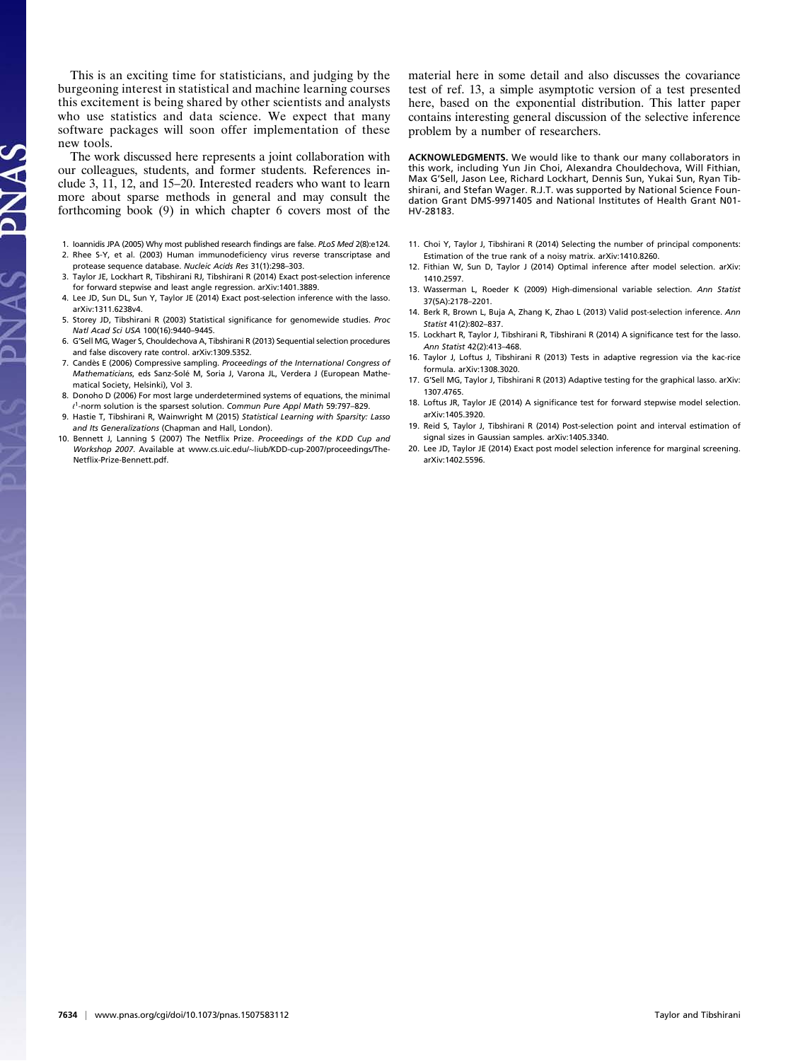This is an exciting time for statisticians, and judging by the burgeoning interest in statistical and machine learning courses this excitement is being shared by other scientists and analysts who use statistics and data science. We expect that many software packages will soon offer implementation of these new tools.

The work discussed here represents a joint collaboration with our colleagues, students, and former students. References include 3, 11, 12, and 15–20. Interested readers who want to learn more about sparse methods in general and may consult the forthcoming book (9) in which chapter 6 covers most of the material here in some detail and also discusses the covariance test of ref. 13, a simple asymptotic version of a test presented here, based on the exponential distribution. This latter paper contains interesting general discussion of the selective inference problem by a number of researchers.

**ACKNOWLEDGMENTS.** We would like to thank our many collaborators in this work, including Yun Jin Choi, Alexandra Chouldechova, Will Fithian, Max G'Sell, Jason Lee, Richard Lockhart, Dennis Sun, Yukai Sun, Ryan Tibshirani, and Stefan Wager. R.J.T. was supported by National Science Foundation Grant DMS-9971405 and National Institutes of Health Grant N01-HV-28183.

1. Ioannidis JPA (2005) Why most published research findings are false. *PLoS Med* 2(8):e124.
2. Rhee S-Y, et al. (2003) Human immunodeficiency virus reverse transcriptase and protease sequence database. *Nucleic Acids Res* 31(1):298–303.
3. Taylor JE, Lockhart R, Tibshirani RJ, Tibshirani R (2014) Exact post-selection inference for forward stepwise and least angle regression. arXiv:1401.3889.
4. Lee JD, Sun DL, Sun Y, Taylor JE (2014) Exact post-selection inference with the lasso. arXiv:1311.6238v4.
5. Storey JD, Tibshirani R (2003) Statistical significance for genomewide studies. *Proc Natl Acad Sci USA* 100(16):9440–9445.
6. G'Sell MG, Wager S, Chouldechova A, Tibshirani R (2013) Sequential selection procedures and false discovery rate control. arXiv:1309.5352.
7. Candès E (2006) Compressive sampling. *Proceedings of the International Congress of Mathematicians*, eds Sanz-Solé M, Soria J, Varona JL, Verdera J (European Mathematical Society, Helsinki), Vol 3.
8. Donoho D (2006) For most large underdetermined systems of equations, the minimal $\ell^1$-norm solution is the sparsest solution. *Commun Pure Appl Math* 59:797–829.
9. Hastie T, Tibshirani R, Wainwright M (2015) *Statistical Learning with Sparsity: Lasso and Its Generalizations* (Chapman and Hall, London).
10. Bennett J, Lanning S (2007) The Netflix Prize. *Proceedings of the KDD Cup and Workshop 2007*. Available at www.cs.uic.edu/~liub/KDD-cup-2007/proceedings/The-Netflix-Prize-Bennett.pdf.
11. Choi Y, Taylor J, Tibshirani R (2014) Selecting the number of principal components: Estimation of the true rank of a noisy matrix. arXiv:1410.8260.
12. Fithian W, Sun D, Taylor J (2014) Optimal inference after model selection. arXiv: 1410.2597.
13. Wasserman L, Roeder K (2009) High-dimensional variable selection. *Ann Statist* 37(5A):2178–2201.
14. Berk R, Brown L, Buja A, Zhang K, Zhao L (2013) Valid post-selection inference. *Ann Statist* 41(2):802–837.
15. Lockhart R, Taylor J, Tibshirani R, Tibshirani R (2014) A significance test for the lasso. *Ann Statist* 42(2):413–468.
16. Taylor J, Loftus J, Tibshirani R (2013) Tests in adaptive regression via the kac-rice formula. arXiv:1308.3020.
17. G'Sell MG, Taylor J, Tibshirani R (2013) Adaptive testing for the graphical lasso. arXiv: 1307.4765.
18. Loftus JR, Taylor JE (2014) A significance test for forward stepwise model selection. arXiv:1405.3920.
19. Reid S, Taylor J, Tibshirani R (2014) Post-selection point and interval estimation of signal sizes in Gaussian samples. arXiv:1405.3340.
20. Lee JD, Taylor JE (2014) Exact post model selection inference for marginal screening. arXiv:1402.5596.